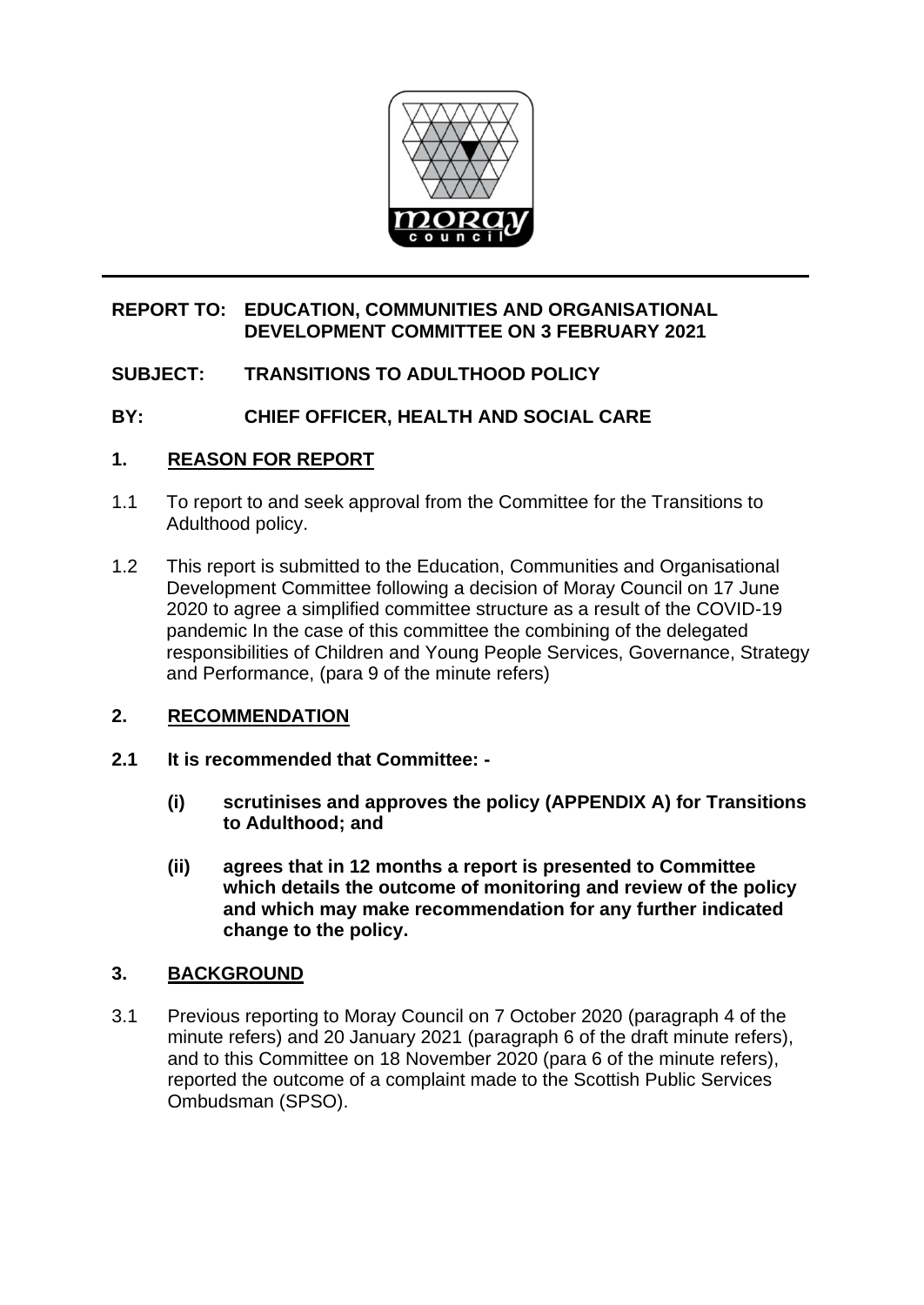**REPORT TO: EDUCATION, COMMUNITIES AND ORGANISATIONAL DEVELOPMENT COMMITTEE ON 3 FEBRUARY 2021**

**SUBJECT: TRANSITIONS TO ADULTHOOD POLICY**

**BY: CHIEF OFFICER, HEALTH AND SOCIAL CARE**

## 1. REASON FOR REPORT

1.1 To report to and seek approval from the Committee for the Transitions to Adulthood policy.

1.2 This report is submitted to the Education, Communities and Organisational Development Committee following a decision of Moray Council on 17 June 2020 to agree a simplified committee structure as a result of the COVID-19 pandemic In the case of this committee the combining of the delegated responsibilities of Children and Young People Services, Governance, Strategy and Performance, (para 9 of the minute refers)

## 2. RECOMMENDATION

**2.1 It is recommended that Committee: -**

**(i) scrutinises and approves the policy (APPENDIX A) for Transitions to Adulthood; and**

**(ii) agrees that in 12 months a report is presented to Committee which details the outcome of monitoring and review of the policy and which may make recommendation for any further indicated change to the policy.**

## 3. BACKGROUND

3.1 Previous reporting to Moray Council on 7 October 2020 (paragraph 4 of the minute refers) and 20 January 2021 (paragraph 6 of the draft minute refers), and to this Committee on 18 November 2020 (para 6 of the minute refers), reported the outcome of a complaint made to the Scottish Public Services Ombudsman (SPSO).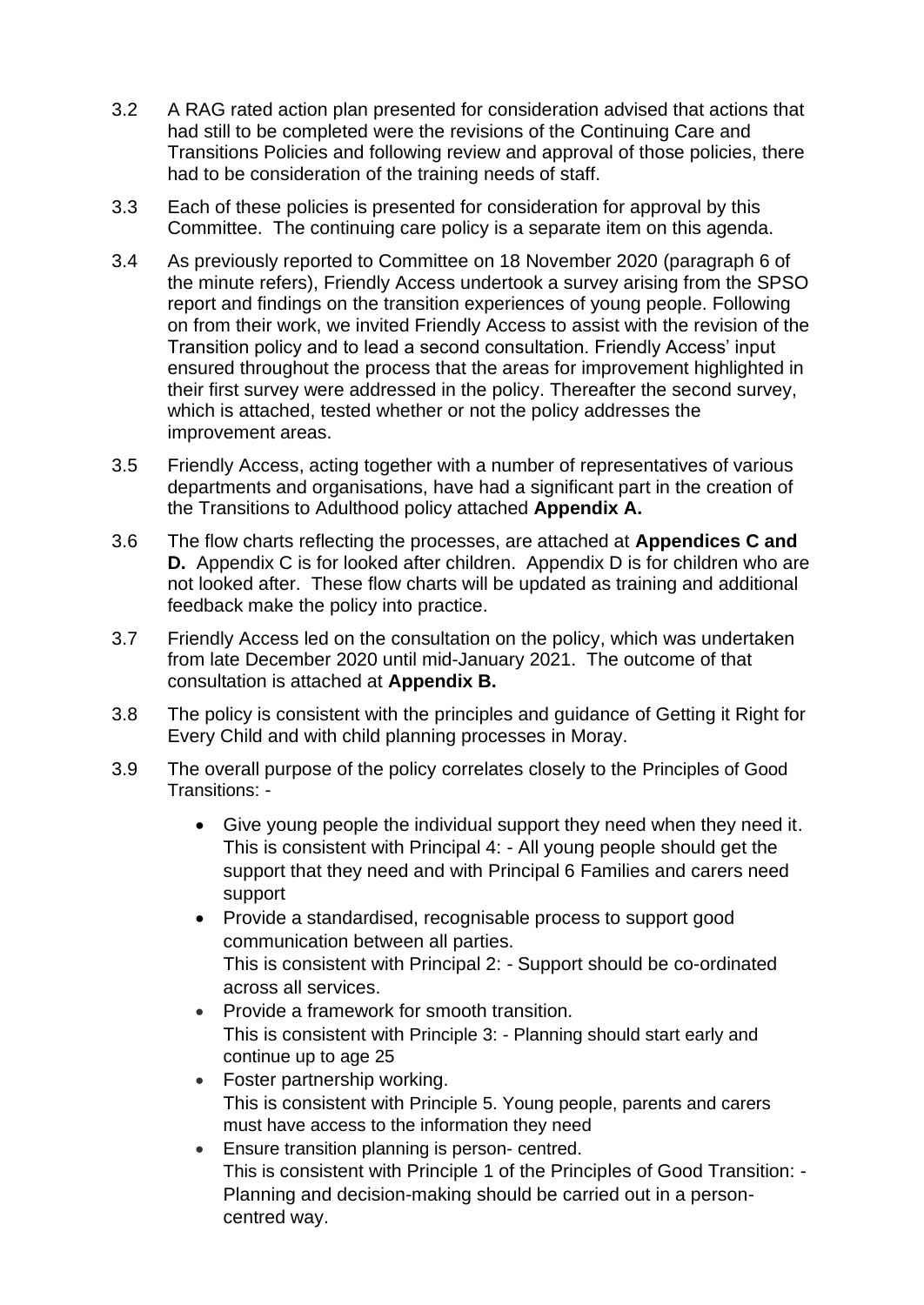3.2 A RAG rated action plan presented for consideration advised that actions that had still to be completed were the revisions of the Continuing Care and Transitions Policies and following review and approval of those policies, there had to be consideration of the training needs of staff.

3.3 Each of these policies is presented for consideration for approval by this Committee. The continuing care policy is a separate item on this agenda.

3.4 As previously reported to Committee on 18 November 2020 (paragraph 6 of the minute refers), Friendly Access undertook a survey arising from the SPSO report and findings on the transition experiences of young people. Following on from their work, we invited Friendly Access to assist with the revision of the Transition policy and to lead a second consultation. Friendly Access' input ensured throughout the process that the areas for improvement highlighted in their first survey were addressed in the policy. Thereafter the second survey, which is attached, tested whether or not the policy addresses the improvement areas.

3.5 Friendly Access, acting together with a number of representatives of various departments and organisations, have had a significant part in the creation of the Transitions to Adulthood policy attached **Appendix A.**

3.6 The flow charts reflecting the processes, are attached at **Appendices C and D.** Appendix C is for looked after children. Appendix D is for children who are not looked after. These flow charts will be updated as training and additional feedback make the policy into practice.

3.7 Friendly Access led on the consultation on the policy, which was undertaken from late December 2020 until mid-January 2021. The outcome of that consultation is attached at **Appendix B.**

3.8 The policy is consistent with the principles and guidance of Getting it Right for Every Child and with child planning processes in Moray.

3.9 The overall purpose of the policy correlates closely to the Principles of Good Transitions: -

- Give young people the individual support they need when they need it. This is consistent with Principal 4: - All young people should get the support that they need and with Principal 6 Families and carers need support
- Provide a standardised, recognisable process to support good communication between all parties.
  This is consistent with Principal 2: - Support should be co-ordinated across all services.
- Provide a framework for smooth transition.
  This is consistent with Principle 3: - Planning should start early and continue up to age 25
- Foster partnership working.
  This is consistent with Principle 5. Young people, parents and carers must have access to the information they need
- Ensure transition planning is person- centred.
  This is consistent with Principle 1 of the Principles of Good Transition: - Planning and decision-making should be carried out in a person-centred way.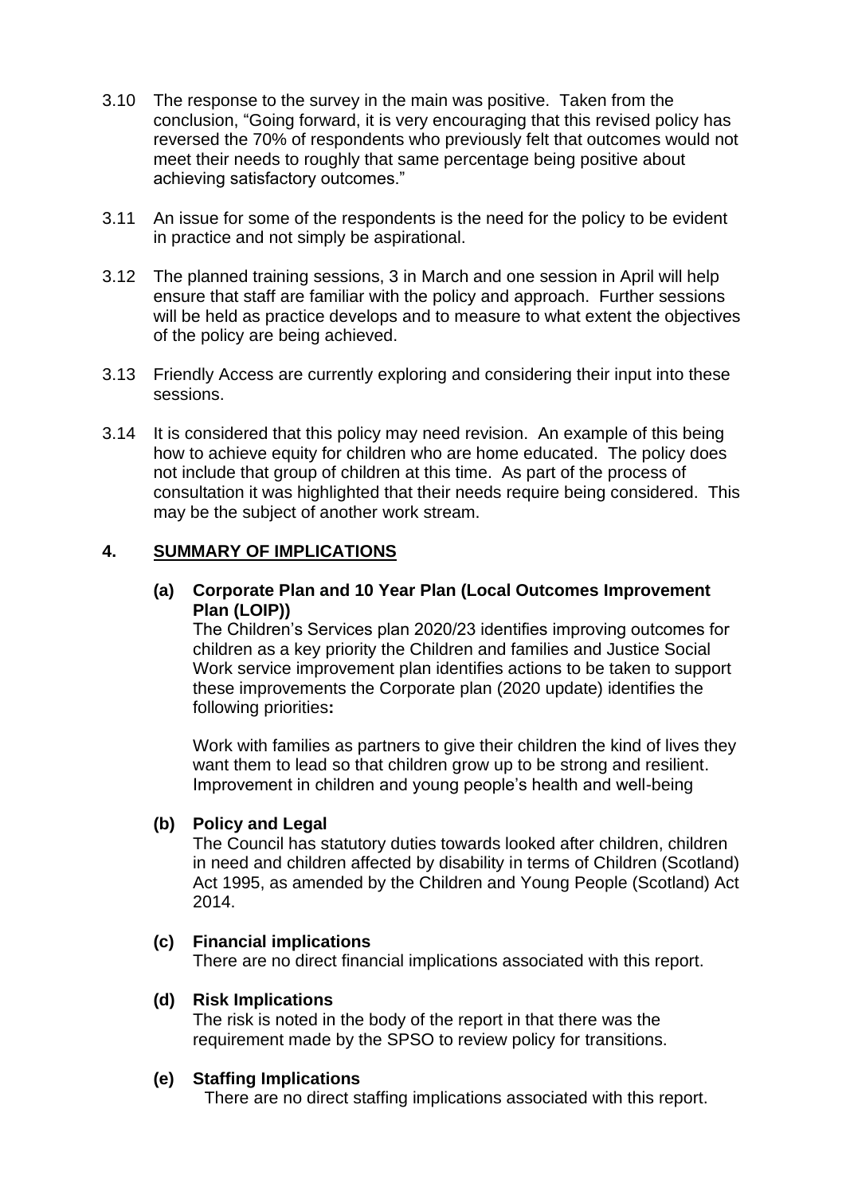3.10 The response to the survey in the main was positive. Taken from the conclusion, "Going forward, it is very encouraging that this revised policy has reversed the 70% of respondents who previously felt that outcomes would not meet their needs to roughly that same percentage being positive about achieving satisfactory outcomes."

3.11 An issue for some of the respondents is the need for the policy to be evident in practice and not simply be aspirational.

3.12 The planned training sessions, 3 in March and one session in April will help ensure that staff are familiar with the policy and approach. Further sessions will be held as practice develops and to measure to what extent the objectives of the policy are being achieved.

3.13 Friendly Access are currently exploring and considering their input into these sessions.

3.14 It is considered that this policy may need revision. An example of this being how to achieve equity for children who are home educated. The policy does not include that group of children at this time. As part of the process of consultation it was highlighted that their needs require being considered. This may be the subject of another work stream.

## 4. SUMMARY OF IMPLICATIONS

**(a) Corporate Plan and 10 Year Plan (Local Outcomes Improvement Plan (LOIP))**

The Children's Services plan 2020/23 identifies improving outcomes for children as a key priority the Children and families and Justice Social Work service improvement plan identifies actions to be taken to support these improvements the Corporate plan (2020 update) identifies the following priorities**:**

Work with families as partners to give their children the kind of lives they want them to lead so that children grow up to be strong and resilient. Improvement in children and young people's health and well-being

**(b) Policy and Legal**

The Council has statutory duties towards looked after children, children in need and children affected by disability in terms of Children (Scotland) Act 1995, as amended by the Children and Young People (Scotland) Act 2014.

**(c) Financial implications**

There are no direct financial implications associated with this report.

**(d) Risk Implications**

The risk is noted in the body of the report in that there was the requirement made by the SPSO to review policy for transitions.

**(e) Staffing Implications**

There are no direct staffing implications associated with this report.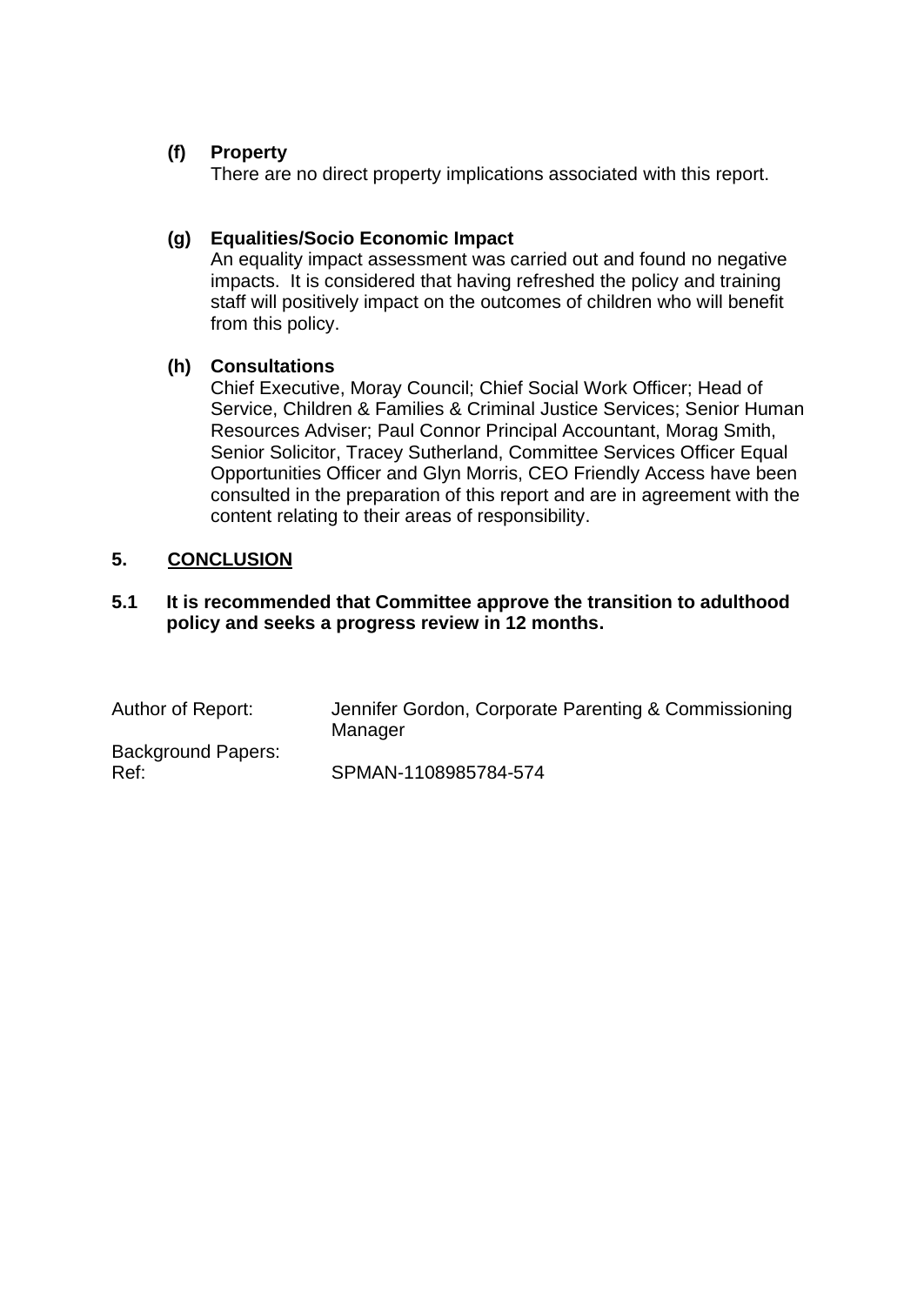**(f) Property**

There are no direct property implications associated with this report.

**(g) Equalities/Socio Economic Impact**

An equality impact assessment was carried out and found no negative impacts. It is considered that having refreshed the policy and training staff will positively impact on the outcomes of children who will benefit from this policy.

**(h) Consultations**

Chief Executive, Moray Council; Chief Social Work Officer; Head of Service, Children & Families & Criminal Justice Services; Senior Human Resources Adviser; Paul Connor Principal Accountant, Morag Smith, Senior Solicitor, Tracey Sutherland, Committee Services Officer Equal Opportunities Officer and Glyn Morris, CEO Friendly Access have been consulted in the preparation of this report and are in agreement with the content relating to their areas of responsibility.

## 5. CONCLUSION

**5.1 It is recommended that Committee approve the transition to adulthood policy and seeks a progress review in 12 months.**

| | |
|---|---|
| Author of Report: | Jennifer Gordon, Corporate Parenting & Commissioning Manager |
| Background Papers: | |
| Ref: | SPMAN-1108985784-574 |